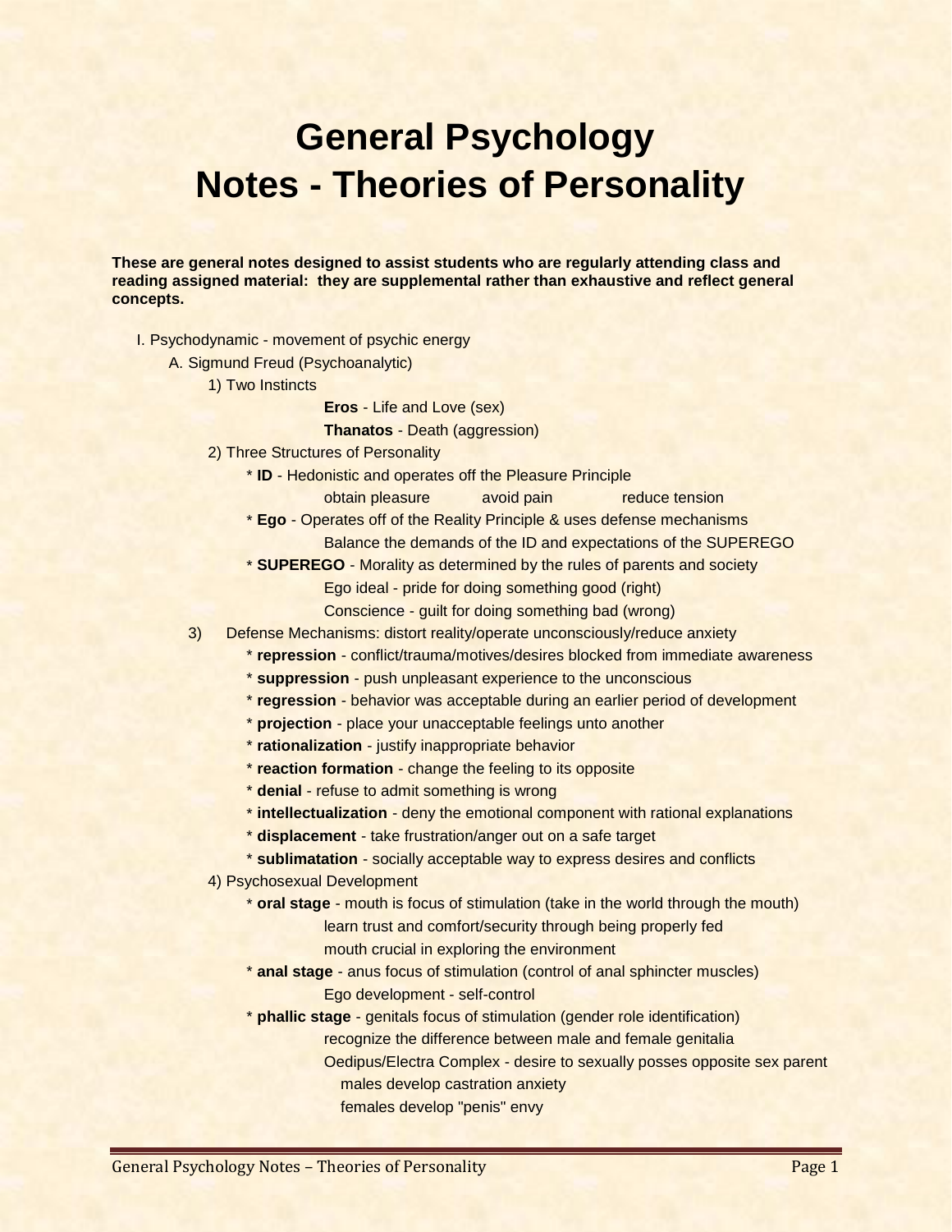# General Psychology
# Notes - Theories of Personality

**These are general notes designed to assist students who are regularly attending class and reading assigned material: they are supplemental rather than exhaustive and reflect general concepts.**

I. Psychodynamic - movement of psychic energy

A. Sigmund Freud (Psychoanalytic)

1) Two Instincts

**Eros** - Life and Love (sex)

**Thanatos** - Death (aggression)

2) Three Structures of Personality

* **ID** - Hedonistic and operates off the Pleasure Principle

obtain pleasure avoid pain reduce tension

* **Ego** - Operates off of the Reality Principle & uses defense mechanisms

Balance the demands of the ID and expectations of the SUPEREGO

* **SUPEREGO** - Morality as determined by the rules of parents and society

Ego ideal - pride for doing something good (right)

Conscience - guilt for doing something bad (wrong)

3) Defense Mechanisms: distort reality/operate unconsciously/reduce anxiety

* **repression** - conflict/trauma/motives/desires blocked from immediate awareness
* **suppression** - push unpleasant experience to the unconscious
* **regression** - behavior was acceptable during an earlier period of development
* **projection** - place your unacceptable feelings unto another
* **rationalization** - justify inappropriate behavior
* **reaction formation** - change the feeling to its opposite
* **denial** - refuse to admit something is wrong
* **intellectualization** - deny the emotional component with rational explanations
* **displacement** - take frustration/anger out on a safe target
* **sublimatation** - socially acceptable way to express desires and conflicts

4) Psychosexual Development

* **oral stage** - mouth is focus of stimulation (take in the world through the mouth)

learn trust and comfort/security through being properly fed

mouth crucial in exploring the environment

* **anal stage** - anus focus of stimulation (control of anal sphincter muscles)

Ego development - self-control

* **phallic stage** - genitals focus of stimulation (gender role identification)

recognize the difference between male and female genitalia

Oedipus/Electra Complex - desire to sexually posses opposite sex parent

males develop castration anxiety

females develop "penis" envy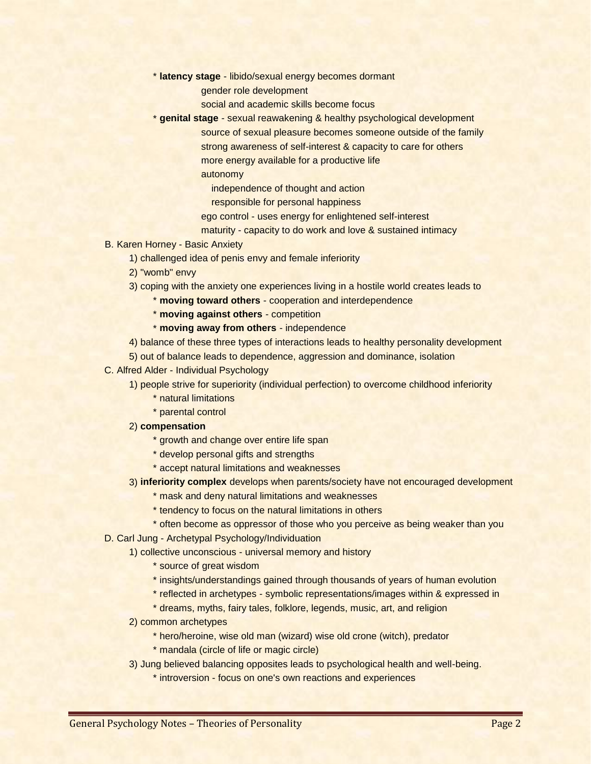* **latency stage** - libido/sexual energy becomes dormant
    - gender role development
    - social and academic skills become focus
* **genital stage** - sexual reawakening & healthy psychological development
    - source of sexual pleasure becomes someone outside of the family
    - strong awareness of self-interest & capacity to care for others
    - more energy available for a productive life
    - autonomy
        - independence of thought and action
        - responsible for personal happiness
    - ego control - uses energy for enlightened self-interest
    - maturity - capacity to do work and love & sustained intimacy

B. Karen Horney - Basic Anxiety

1) challenged idea of penis envy and female inferiority
2) "womb" envy
3) coping with the anxiety one experiences living in a hostile world creates leads to
    * **moving toward others** - cooperation and interdependence
    * **moving against others** - competition
    * **moving away from others** - independence
4) balance of these three types of interactions leads to healthy personality development
5) out of balance leads to dependence, aggression and dominance, isolation

C. Alfred Alder - Individual Psychology

1) people strive for superiority (individual perfection) to overcome childhood inferiority
    * natural limitations
    * parental control
2) **compensation**
    * growth and change over entire life span
    * develop personal gifts and strengths
    * accept natural limitations and weaknesses
3) **inferiority complex** develops when parents/society have not encouraged development
    * mask and deny natural limitations and weaknesses
    * tendency to focus on the natural limitations in others
    * often become as oppressor of those who you perceive as being weaker than you

D. Carl Jung - Archetypal Psychology/Individuation

1) collective unconscious - universal memory and history
    * source of great wisdom
    * insights/understandings gained through thousands of years of human evolution
    * reflected in archetypes - symbolic representations/images within & expressed in
    * dreams, myths, fairy tales, folklore, legends, music, art, and religion
2) common archetypes
    * hero/heroine, wise old man (wizard) wise old crone (witch), predator
    * mandala (circle of life or magic circle)
3) Jung believed balancing opposites leads to psychological health and well-being.
    * introversion - focus on one's own reactions and experiences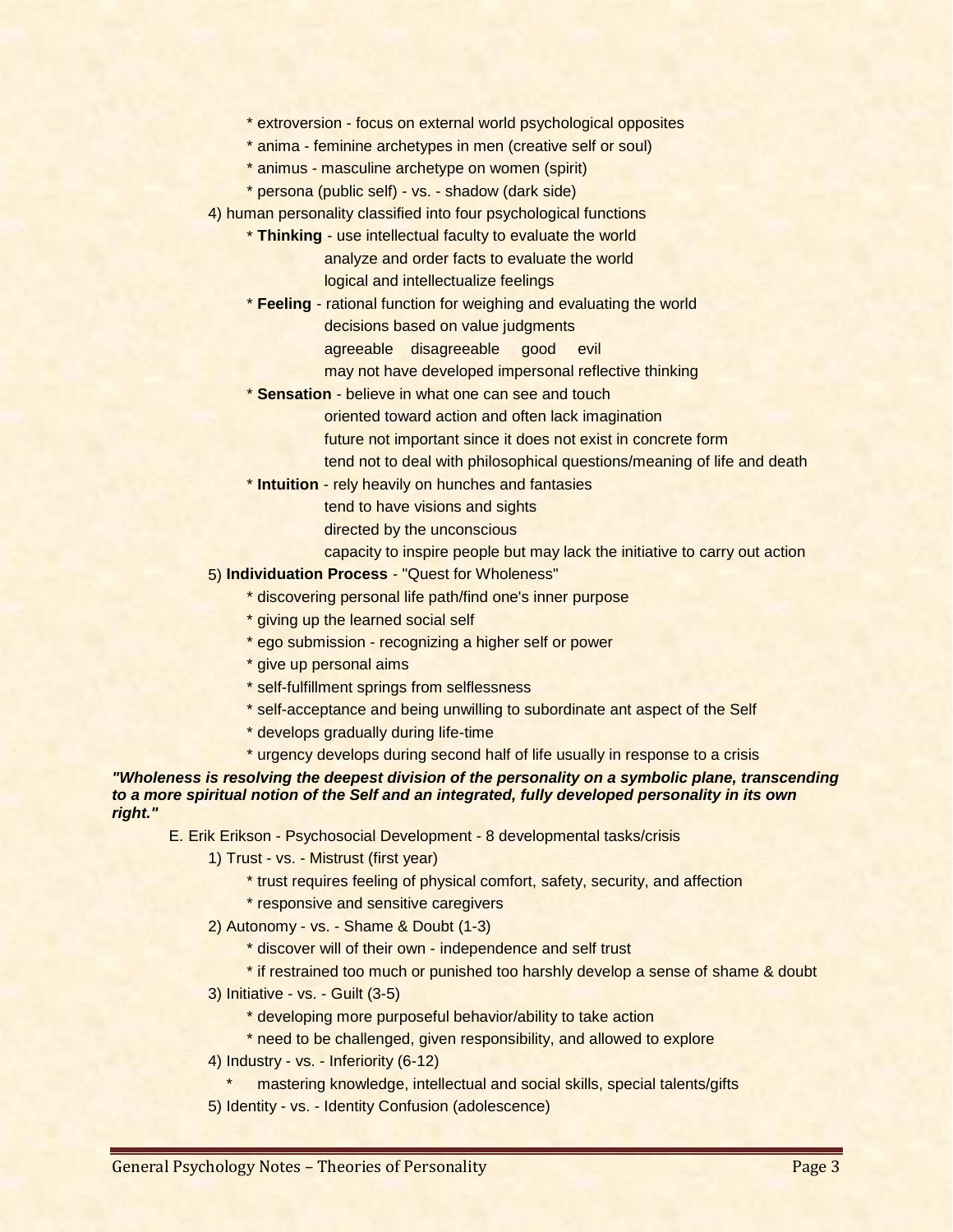* extroversion - focus on external world psychological opposites
* anima - feminine archetypes in men (creative self or soul)
* animus - masculine archetype on women (spirit)
* persona (public self) - vs. - shadow (dark side)

4) human personality classified into four psychological functions

* **Thinking** - use intellectual faculty to evaluate the world
  analyze and order facts to evaluate the world
  logical and intellectualize feelings
* **Feeling** - rational function for weighing and evaluating the world
  decisions based on value judgments
  agreeable disagreeable good evil
  may not have developed impersonal reflective thinking
* **Sensation** - believe in what one can see and touch
  oriented toward action and often lack imagination
  future not important since it does not exist in concrete form
  tend not to deal with philosophical questions/meaning of life and death
* **Intuition** - rely heavily on hunches and fantasies
  tend to have visions and sights
  directed by the unconscious
  capacity to inspire people but may lack the initiative to carry out action

5) **Individuation Process** - "Quest for Wholeness"

* discovering personal life path/find one's inner purpose
* giving up the learned social self
* ego submission - recognizing a higher self or power
* give up personal aims
* self-fulfillment springs from selflessness
* self-acceptance and being unwilling to subordinate ant aspect of the Self
* develops gradually during life-time
* urgency develops during second half of life usually in response to a crisis

***"Wholeness is resolving the deepest division of the personality on a symbolic plane, transcending to a more spiritual notion of the Self and an integrated, fully developed personality in its own right."***

E. Erik Erikson - Psychosocial Development - 8 developmental tasks/crisis

1) Trust - vs. - Mistrust (first year)
   * trust requires feeling of physical comfort, safety, security, and affection
   * responsive and sensitive caregivers
2) Autonomy - vs. - Shame & Doubt (1-3)
   * discover will of their own - independence and self trust
   * if restrained too much or punished too harshly develop a sense of shame & doubt
3) Initiative - vs. - Guilt (3-5)
   * developing more purposeful behavior/ability to take action
   * need to be challenged, given responsibility, and allowed to explore
4) Industry - vs. - Inferiority (6-12)
   * mastering knowledge, intellectual and social skills, special talents/gifts
5) Identity - vs. - Identity Confusion (adolescence)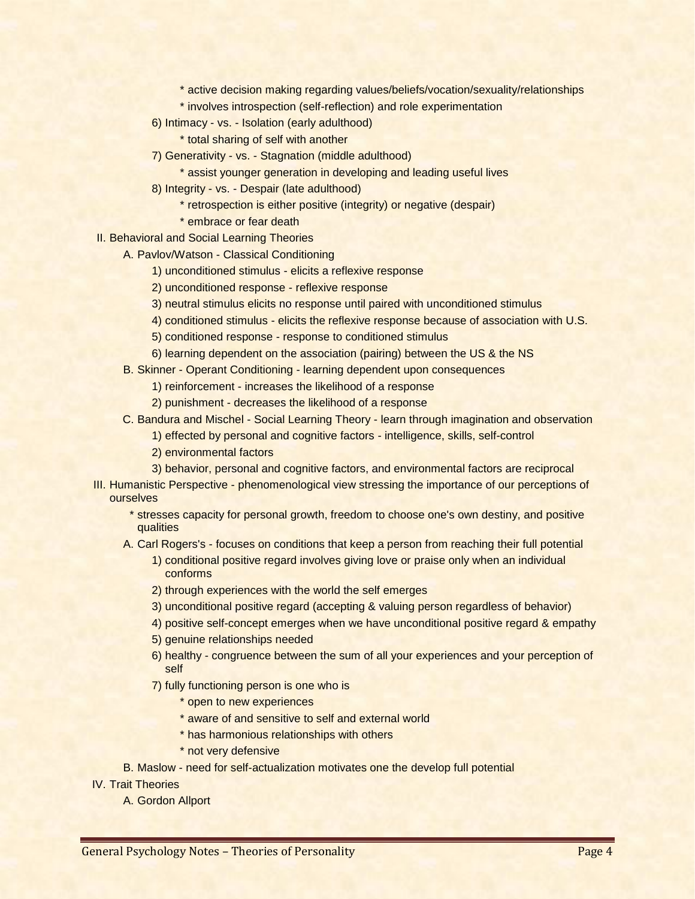* active decision making regarding values/beliefs/vocation/sexuality/relationships
    * involves introspection (self-reflection) and role experimentation

6) Intimacy - vs. - Isolation (early adulthood)
    * total sharing of self with another

7) Generativity - vs. - Stagnation (middle adulthood)
    * assist younger generation in developing and leading useful lives

8) Integrity - vs. - Despair (late adulthood)
    * retrospection is either positive (integrity) or negative (despair)
    * embrace or fear death

II. Behavioral and Social Learning Theories

A. Pavlov/Watson - Classical Conditioning

1) unconditioned stimulus - elicits a reflexive response
2) unconditioned response - reflexive response
3) neutral stimulus elicits no response until paired with unconditioned stimulus
4) conditioned stimulus - elicits the reflexive response because of association with U.S.
5) conditioned response - response to conditioned stimulus
6) learning dependent on the association (pairing) between the US & the NS

B. Skinner - Operant Conditioning - learning dependent upon consequences

1) reinforcement - increases the likelihood of a response
2) punishment - decreases the likelihood of a response

C. Bandura and Mischel - Social Learning Theory - learn through imagination and observation

1) effected by personal and cognitive factors - intelligence, skills, self-control
2) environmental factors
3) behavior, personal and cognitive factors, and environmental factors are reciprocal

III. Humanistic Perspective - phenomenological view stressing the importance of our perceptions of ourselves

* stresses capacity for personal growth, freedom to choose one's own destiny, and positive qualities

A. Carl Rogers's - focuses on conditions that keep a person from reaching their full potential

1) conditional positive regard involves giving love or praise only when an individual conforms
2) through experiences with the world the self emerges
3) unconditional positive regard (accepting & valuing person regardless of behavior)
4) positive self-concept emerges when we have unconditional positive regard & empathy
5) genuine relationships needed
6) healthy - congruence between the sum of all your experiences and your perception of self
7) fully functioning person is one who is
    * open to new experiences
    * aware of and sensitive to self and external world
    * has harmonious relationships with others
    * not very defensive

B. Maslow - need for self-actualization motivates one the develop full potential

IV. Trait Theories

A. Gordon Allport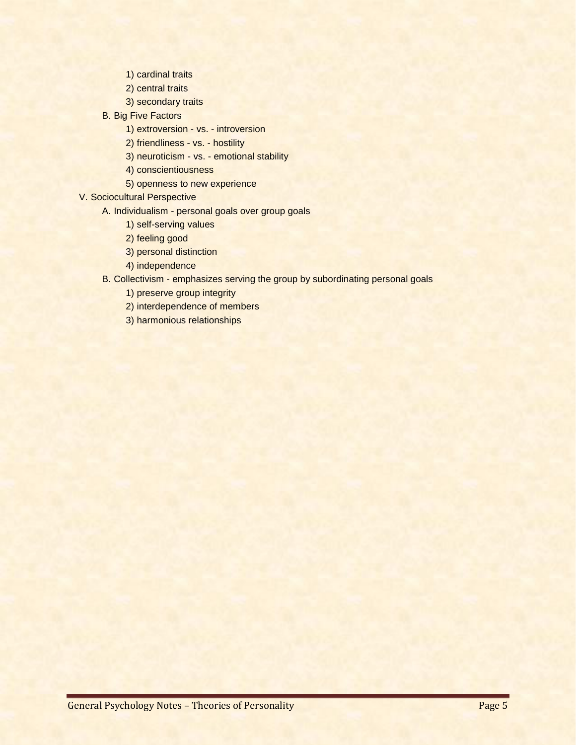1) cardinal traits
2) central traits
3) secondary traits

B. Big Five Factors
1) extroversion - vs. - introversion
2) friendliness - vs. - hostility
3) neuroticism - vs. - emotional stability
4) conscientiousness
5) openness to new experience

V. Sociocultural Perspective

A. Individualism - personal goals over group goals
1) self-serving values
2) feeling good
3) personal distinction
4) independence

B. Collectivism - emphasizes serving the group by subordinating personal goals
1) preserve group integrity
2) interdependence of members
3) harmonious relationships